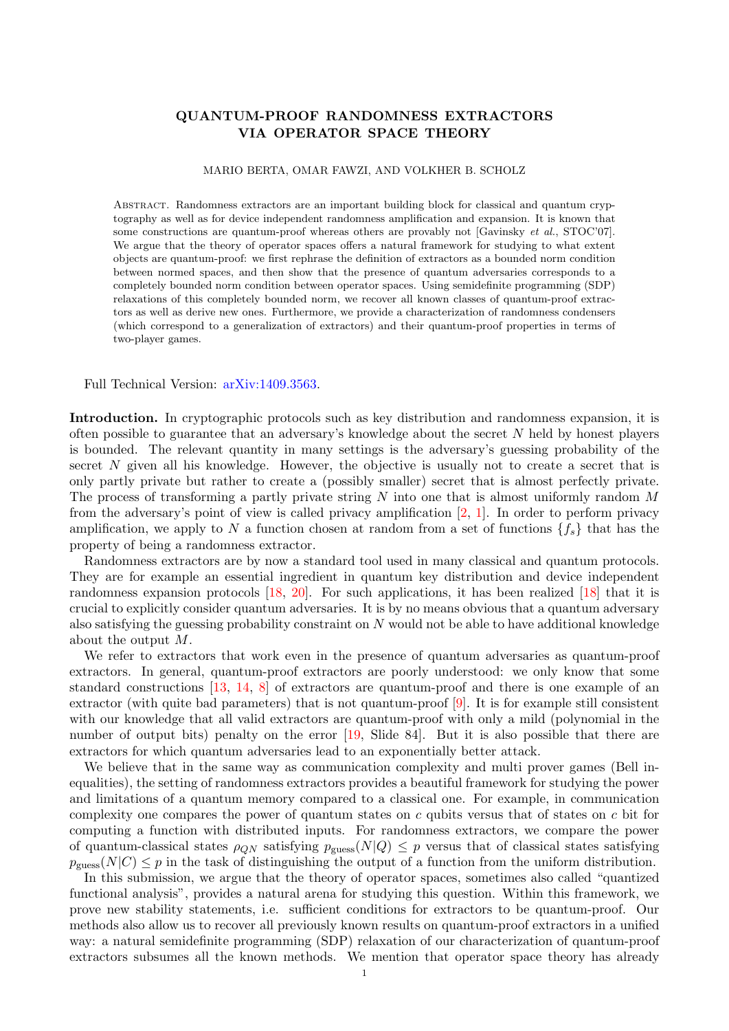# QUANTUM-PROOF RANDOMNESS EXTRACTORS VIA OPERATOR SPACE THEORY

MARIO BERTA, OMAR FAWZI, AND VOLKHER B. SCHOLZ

Abstract. Randomness extractors are an important building block for classical and quantum cryptography as well as for device independent randomness amplification and expansion. It is known that some constructions are quantum-proof whereas others are provably not [Gavinsky *et al.*, STOC'07]. We argue that the theory of operator spaces offers a natural framework for studying to what extent objects are quantum-proof: we first rephrase the definition of extractors as a bounded norm condition between normed spaces, and then show that the presence of quantum adversaries corresponds to a completely bounded norm condition between operator spaces. Using semidefinite programming (SDP) relaxations of this completely bounded norm, we recover all known classes of quantum-proof extractors as well as derive new ones. Furthermore, we provide a characterization of randomness condensers (which correspond to a generalization of extractors) and their quantum-proof properties in terms of two-player games.

Full Technical Version: arXiv:1409.3563.

**Introduction.** In cryptographic protocols such as key distribution and randomness expansion, it is often possible to guarantee that an adversary's knowledge about the secret $N$ held by honest players is bounded. The relevant quantity in many settings is the adversary's guessing probability of the secret $N$ given all his knowledge. However, the objective is usually not to create a secret that is only partly private but rather to create a (possibly smaller) secret that is almost perfectly private. The process of transforming a partly private string $N$ into one that is almost uniformly random $M$ from the adversary's point of view is called privacy amplification [2, 1]. In order to perform privacy amplification, we apply to $N$ a function chosen at random from a set of functions $\{f_s\}$ that has the property of being a randomness extractor.

Randomness extractors are by now a standard tool used in many classical and quantum protocols. They are for example an essential ingredient in quantum key distribution and device independent randomness expansion protocols [18, 20]. For such applications, it has been realized [18] that it is crucial to explicitly consider quantum adversaries. It is by no means obvious that a quantum adversary also satisfying the guessing probability constraint on $N$ would not be able to have additional knowledge about the output $M$.

We refer to extractors that work even in the presence of quantum adversaries as quantum-proof extractors. In general, quantum-proof extractors are poorly understood: we only know that some standard constructions [13, 14, 8] of extractors are quantum-proof and there is one example of an extractor (with quite bad parameters) that is not quantum-proof [9]. It is for example still consistent with our knowledge that all valid extractors are quantum-proof with only a mild (polynomial in the number of output bits) penalty on the error [19, Slide 84]. But it is also possible that there are extractors for which quantum adversaries lead to an exponentially better attack.

We believe that in the same way as communication complexity and multi prover games (Bell inequalities), the setting of randomness extractors provides a beautiful framework for studying the power and limitations of a quantum memory compared to a classical one. For example, in communication complexity one compares the power of quantum states on $c$ qubits versus that of states on $c$ bit for computing a function with distributed inputs. For randomness extractors, we compare the power of quantum-classical states $\rho_{QN}$ satisfying $p_{\text{guess}}(N|Q) \leq p$ versus that of classical states satisfying $p_{\text{guess}}(N|C) \leq p$ in the task of distinguishing the output of a function from the uniform distribution.

In this submission, we argue that the theory of operator spaces, sometimes also called "quantized functional analysis", provides a natural arena for studying this question. Within this framework, we prove new stability statements, i.e. sufficient conditions for extractors to be quantum-proof. Our methods also allow us to recover all previously known results on quantum-proof extractors in a unified way: a natural semidefinite programming (SDP) relaxation of our characterization of quantum-proof extractors subsumes all the known methods. We mention that operator space theory has already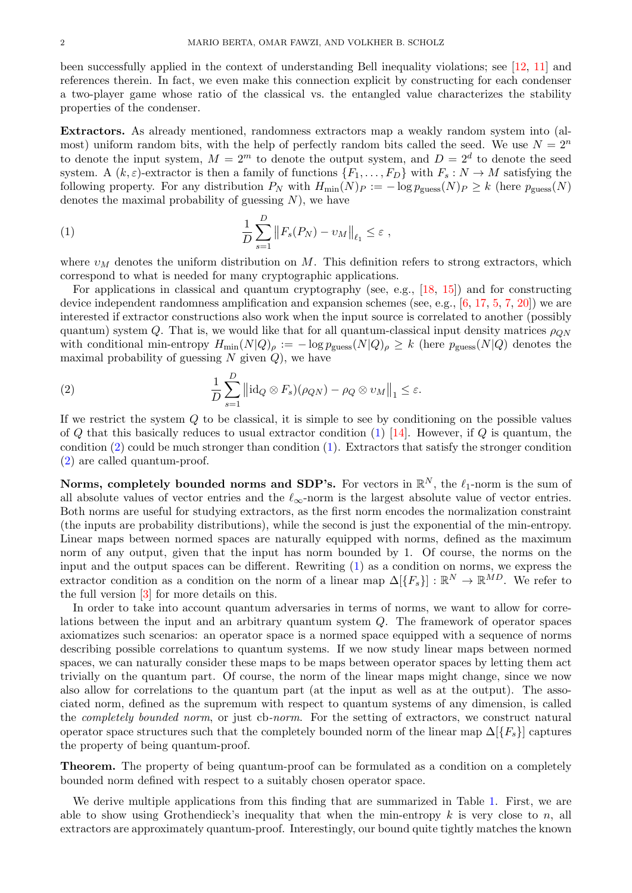been successfully applied in the context of understanding Bell inequality violations; see [12, 11] and references therein. In fact, we even make this connection explicit by constructing for each condenser a two-player game whose ratio of the classical vs. the entangled value characterizes the stability properties of the condenser.

**Extractors.** As already mentioned, randomness extractors map a weakly random system into (almost) uniform random bits, with the help of perfectly random bits called the seed. We use $N = 2^n$ to denote the input system, $M = 2^m$ to denote the output system, and $D = 2^d$ to denote the seed system. A $(k, \varepsilon)$-extractor is then a family of functions $\{F_1, \dots, F_D\}$ with $F_s : N \to M$ satisfying the following property. For any distribution $P_N$ with $H_{\min}(N)_P := -\log p_{\text{guess}}(N)_P \geq k$ (here $p_{\text{guess}}(N)$ denotes the maximal probability of guessing $N$), we have

$$\frac{1}{D}\sum_{s=1}^{D} \left\| F_s(P_N) - \upsilon_M \right\|_{\ell_1} \leq \varepsilon \,, \tag{1}$$

where $\upsilon_M$ denotes the uniform distribution on $M$. This definition refers to strong extractors, which correspond to what is needed for many cryptographic applications.

For applications in classical and quantum cryptography (see, e.g., [18, 15]) and for constructing device independent randomness amplification and expansion schemes (see, e.g., [6, 17, 5, 7, 20]) we are interested if extractor constructions also work when the input source is correlated to another (possibly quantum) system $Q$. That is, we would like that for all quantum-classical input density matrices $\rho_{QN}$ with conditional min-entropy $H_{\min}(N|Q)_\rho := -\log p_{\text{guess}}(N|Q)_\rho \geq k$ (here $p_{\text{guess}}(N|Q)$ denotes the maximal probability of guessing $N$ given $Q$), we have

$$\frac{1}{D}\sum_{s=1}^{D} \left\| \mathrm{id}_Q \otimes F_s)(\rho_{QN}) - \rho_Q \otimes \upsilon_M \right\|_1 \leq \varepsilon. \tag{2}$$

If we restrict the system $Q$ to be classical, it is simple to see by conditioning on the possible values of $Q$ that this basically reduces to usual extractor condition (1) [14]. However, if $Q$ is quantum, the condition (2) could be much stronger than condition (1). Extractors that satisfy the stronger condition (2) are called quantum-proof.

**Norms, completely bounded norms and SDP's.** For vectors in $\mathbb{R}^N$, the $\ell_1$-norm is the sum of all absolute values of vector entries and the $\ell_\infty$-norm is the largest absolute value of vector entries. Both norms are useful for studying extractors, as the first norm encodes the normalization constraint (the inputs are probability distributions), while the second is just the exponential of the min-entropy. Linear maps between normed spaces are naturally equipped with norms, defined as the maximum norm of any output, given that the input has norm bounded by 1. Of course, the norms on the input and the output spaces can be different. Rewriting (1) as a condition on norms, we express the extractor condition as a condition on the norm of a linear map $\Delta[\{F_s\}] : \mathbb{R}^N \to \mathbb{R}^{MD}$. We refer to the full version [3] for more details on this.

In order to take into account quantum adversaries in terms of norms, we want to allow for correlations between the input and an arbitrary quantum system $Q$. The framework of operator spaces axiomatizes such scenarios: an operator space is a normed space equipped with a sequence of norms describing possible correlations to quantum systems. If we now study linear maps between normed spaces, we can naturally consider these maps to be maps between operator spaces by letting them act trivially on the quantum part. Of course, the norm of the linear maps might change, since we now also allow for correlations to the quantum part (at the input as well as at the output). The associated norm, defined as the supremum with respect to quantum systems of any dimension, is called the *completely bounded norm*, or just cb-*norm*. For the setting of extractors, we construct natural operator space structures such that the completely bounded norm of the linear map $\Delta[\{F_s\}]$ captures the property of being quantum-proof.

**Theorem.** The property of being quantum-proof can be formulated as a condition on a completely bounded norm defined with respect to a suitably chosen operator space.

We derive multiple applications from this finding that are summarized in Table 1. First, we are able to show using Grothendieck's inequality that when the min-entropy $k$ is very close to $n$, all extractors are approximately quantum-proof. Interestingly, our bound quite tightly matches the known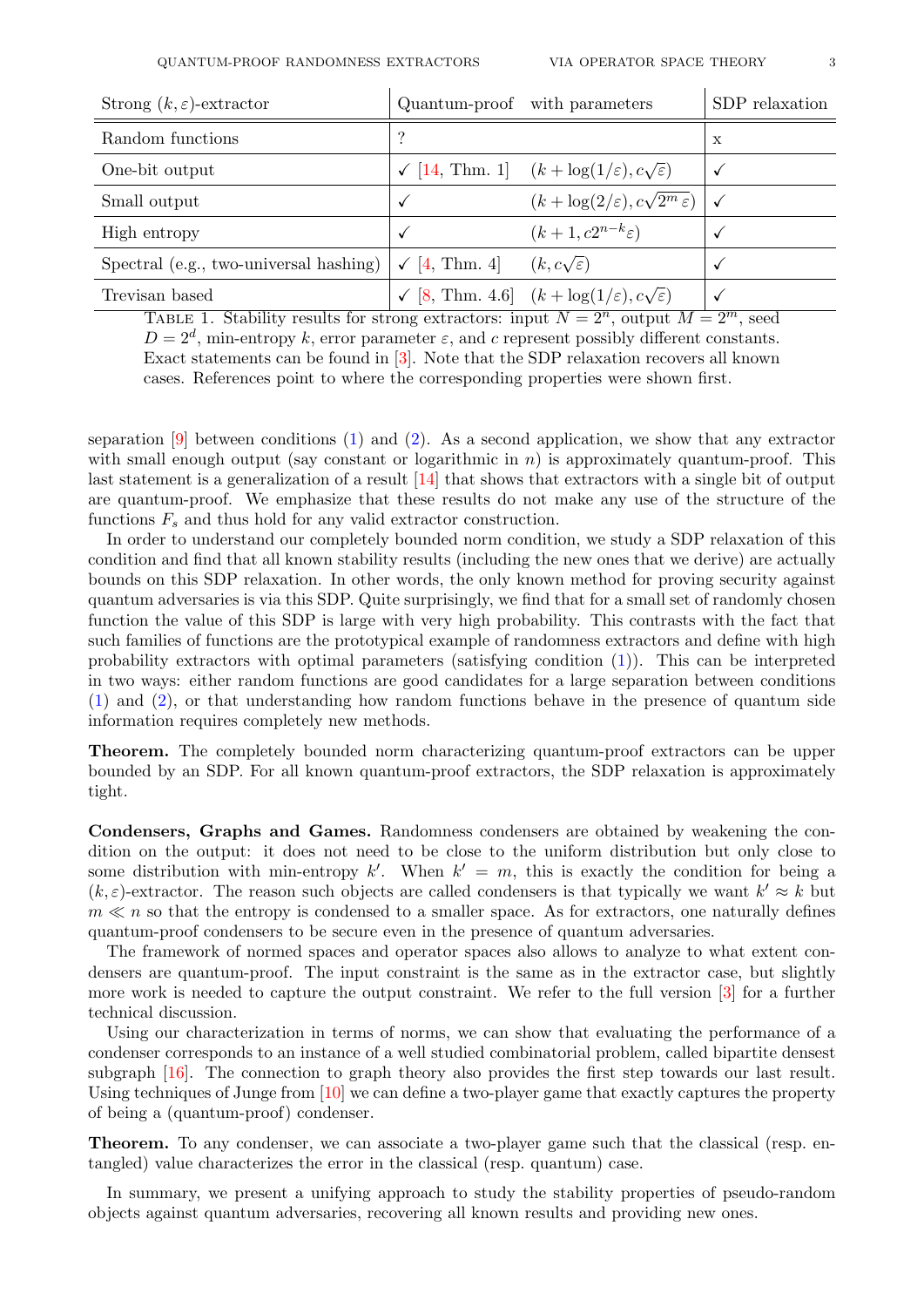| Strong $(k,\varepsilon)$-extractor | Quantum-proof | with parameters | SDP relaxation |
|---|---|---|---|
| Random functions | ? | | x |
| One-bit output | ✓ [14, Thm. 1] | $(k + \log(1/\varepsilon), c\sqrt{\varepsilon})$ | ✓ |
| Small output | ✓ | $(k + \log(2/\varepsilon), c\sqrt{2^m\,\varepsilon})$ | ✓ |
| High entropy | ✓ | $(k+1, c2^{n-k}\varepsilon)$ | ✓ |
| Spectral (e.g., two-universal hashing) | ✓ [4, Thm. 4] | $(k, c\sqrt{\varepsilon})$ | ✓ |
| Trevisan based | ✓ [8, Thm. 4.6] | $(k + \log(1/\varepsilon), c\sqrt{\varepsilon})$ | ✓ |

Table 1. Stability results for strong extractors: input $N = 2^n$, output $M = 2^m$, seed $D = 2^d$, min-entropy $k$, error parameter $\varepsilon$, and $c$ represent possibly different constants. Exact statements can be found in [3]. Note that the SDP relaxation recovers all known cases. References point to where the corresponding properties were shown first.

separation [9] between conditions (1) and (2). As a second application, we show that any extractor with small enough output (say constant or logarithmic in $n$) is approximately quantum-proof. This last statement is a generalization of a result [14] that shows that extractors with a single bit of output are quantum-proof. We emphasize that these results do not make any use of the structure of the functions $F_s$ and thus hold for any valid extractor construction.

In order to understand our completely bounded norm condition, we study a SDP relaxation of this condition and find that all known stability results (including the new ones that we derive) are actually bounds on this SDP relaxation. In other words, the only known method for proving security against quantum adversaries is via this SDP. Quite surprisingly, we find that for a small set of randomly chosen function the value of this SDP is large with very high probability. This contrasts with the fact that such families of functions are the prototypical example of randomness extractors and define with high probability extractors with optimal parameters (satisfying condition (1)). This can be interpreted in two ways: either random functions are good candidates for a large separation between conditions (1) and (2), or that understanding how random functions behave in the presence of quantum side information requires completely new methods.

**Theorem.** The completely bounded norm characterizing quantum-proof extractors can be upper bounded by an SDP. For all known quantum-proof extractors, the SDP relaxation is approximately tight.

**Condensers, Graphs and Games.** Randomness condensers are obtained by weakening the condition on the output: it does not need to be close to the uniform distribution but only close to some distribution with min-entropy $k'$. When $k' = m$, this is exactly the condition for being a $(k,\varepsilon)$-extractor. The reason such objects are called condensers is that typically we want $k' \approx k$ but $m \ll n$ so that the entropy is condensed to a smaller space. As for extractors, one naturally defines quantum-proof condensers to be secure even in the presence of quantum adversaries.

The framework of normed spaces and operator spaces also allows to analyze to what extent condensers are quantum-proof. The input constraint is the same as in the extractor case, but slightly more work is needed to capture the output constraint. We refer to the full version [3] for a further technical discussion.

Using our characterization in terms of norms, we can show that evaluating the performance of a condenser corresponds to an instance of a well studied combinatorial problem, called bipartite densest subgraph [16]. The connection to graph theory also provides the first step towards our last result. Using techniques of Junge from [10] we can define a two-player game that exactly captures the property of being a (quantum-proof) condenser.

**Theorem.** To any condenser, we can associate a two-player game such that the classical (resp. entangled) value characterizes the error in the classical (resp. quantum) case.

In summary, we present a unifying approach to study the stability properties of pseudo-random objects against quantum adversaries, recovering all known results and providing new ones.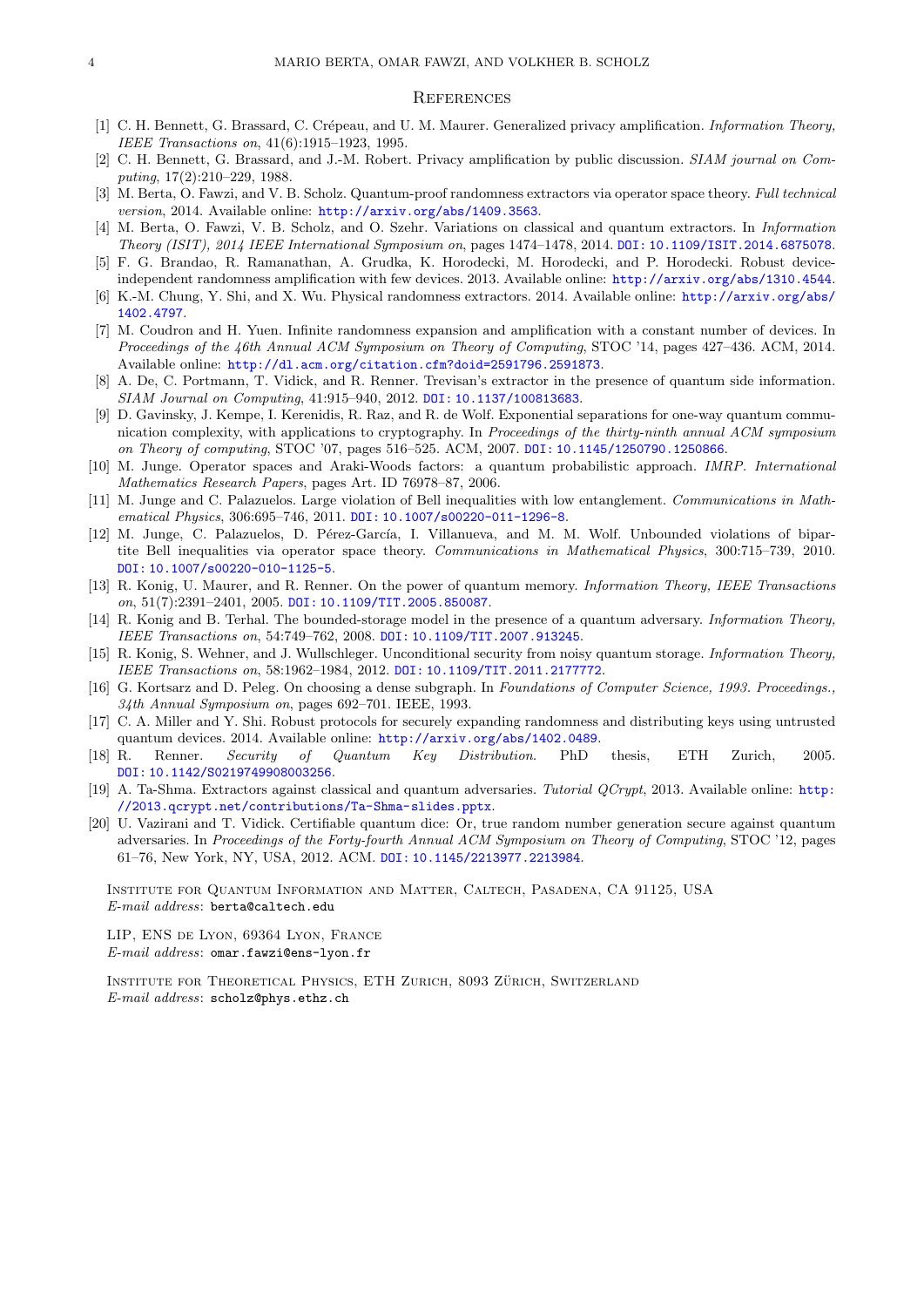## References

[1] C. H. Bennett, G. Brassard, C. Crépeau, and U. M. Maurer. Generalized privacy amplification. *Information Theory, IEEE Transactions on*, 41(6):1915–1923, 1995.

[2] C. H. Bennett, G. Brassard, and J.-M. Robert. Privacy amplification by public discussion. *SIAM journal on Computing*, 17(2):210–229, 1988.

[3] M. Berta, O. Fawzi, and V. B. Scholz. Quantum-proof randomness extractors via operator space theory. *Full technical version*, 2014. Available online: http://arxiv.org/abs/1409.3563.

[4] M. Berta, O. Fawzi, V. B. Scholz, and O. Szehr. Variations on classical and quantum extractors. In *Information Theory (ISIT), 2014 IEEE International Symposium on*, pages 1474–1478, 2014. DOI: 10.1109/ISIT.2014.6875078.

[5] F. G. Brandao, R. Ramanathan, A. Grudka, K. Horodecki, M. Horodecki, and P. Horodecki. Robust device-independent randomness amplification with few devices. 2013. Available online: http://arxiv.org/abs/1310.4544.

[6] K.-M. Chung, Y. Shi, and X. Wu. Physical randomness extractors. 2014. Available online: http://arxiv.org/abs/1402.4797.

[7] M. Coudron and H. Yuen. Infinite randomness expansion and amplification with a constant number of devices. In *Proceedings of the 46th Annual ACM Symposium on Theory of Computing*, STOC '14, pages 427–436. ACM, 2014. Available online: http://dl.acm.org/citation.cfm?doid=2591796.2591873.

[8] A. De, C. Portmann, T. Vidick, and R. Renner. Trevisan's extractor in the presence of quantum side information. *SIAM Journal on Computing*, 41:915–940, 2012. DOI: 10.1137/100813683.

[9] D. Gavinsky, J. Kempe, I. Kerenidis, R. Raz, and R. de Wolf. Exponential separations for one-way quantum communication complexity, with applications to cryptography. In *Proceedings of the thirty-ninth annual ACM symposium on Theory of computing*, STOC '07, pages 516–525. ACM, 2007. DOI: 10.1145/1250790.1250866.

[10] M. Junge. Operator spaces and Araki-Woods factors: a quantum probabilistic approach. *IMRP. International Mathematics Research Papers*, pages Art. ID 76978–87, 2006.

[11] M. Junge and C. Palazuelos. Large violation of Bell inequalities with low entanglement. *Communications in Mathematical Physics*, 306:695–746, 2011. DOI: 10.1007/s00220-011-1296-8.

[12] M. Junge, C. Palazuelos, D. Pérez-García, I. Villanueva, and M. M. Wolf. Unbounded violations of bipartite Bell inequalities via operator space theory. *Communications in Mathematical Physics*, 300:715–739, 2010. DOI: 10.1007/s00220-010-1125-5.

[13] R. Konig, U. Maurer, and R. Renner. On the power of quantum memory. *Information Theory, IEEE Transactions on*, 51(7):2391–2401, 2005. DOI: 10.1109/TIT.2005.850087.

[14] R. Konig and B. Terhal. The bounded-storage model in the presence of a quantum adversary. *Information Theory, IEEE Transactions on*, 54:749–762, 2008. DOI: 10.1109/TIT.2007.913245.

[15] R. Konig, S. Wehner, and J. Wullschleger. Unconditional security from noisy quantum storage. *Information Theory, IEEE Transactions on*, 58:1962–1984, 2012. DOI: 10.1109/TIT.2011.2177772.

[16] G. Kortsarz and D. Peleg. On choosing a dense subgraph. In *Foundations of Computer Science, 1993. Proceedings., 34th Annual Symposium on*, pages 692–701. IEEE, 1993.

[17] C. A. Miller and Y. Shi. Robust protocols for securely expanding randomness and distributing keys using untrusted quantum devices. 2014. Available online: http://arxiv.org/abs/1402.0489.

[18] R. Renner. *Security of Quantum Key Distribution*. PhD thesis, ETH Zurich, 2005. DOI: 10.1142/S0219749908003256.

[19] A. Ta-Shma. Extractors against classical and quantum adversaries. *Tutorial QCrypt*, 2013. Available online: http://2013.qcrypt.net/contributions/Ta-Shma-slides.pptx.

[20] U. Vazirani and T. Vidick. Certifiable quantum dice: Or, true random number generation secure against quantum adversaries. In *Proceedings of the Forty-fourth Annual ACM Symposium on Theory of Computing*, STOC '12, pages 61–76, New York, NY, USA, 2012. ACM. DOI: 10.1145/2213977.2213984.

Institute for Quantum Information and Matter, Caltech, Pasadena, CA 91125, USA
*E-mail address*: berta@caltech.edu

LIP, ENS de Lyon, 69364 Lyon, France
*E-mail address*: omar.fawzi@ens-lyon.fr

Institute for Theoretical Physics, ETH Zurich, 8093 Zürich, Switzerland
*E-mail address*: scholz@phys.ethz.ch